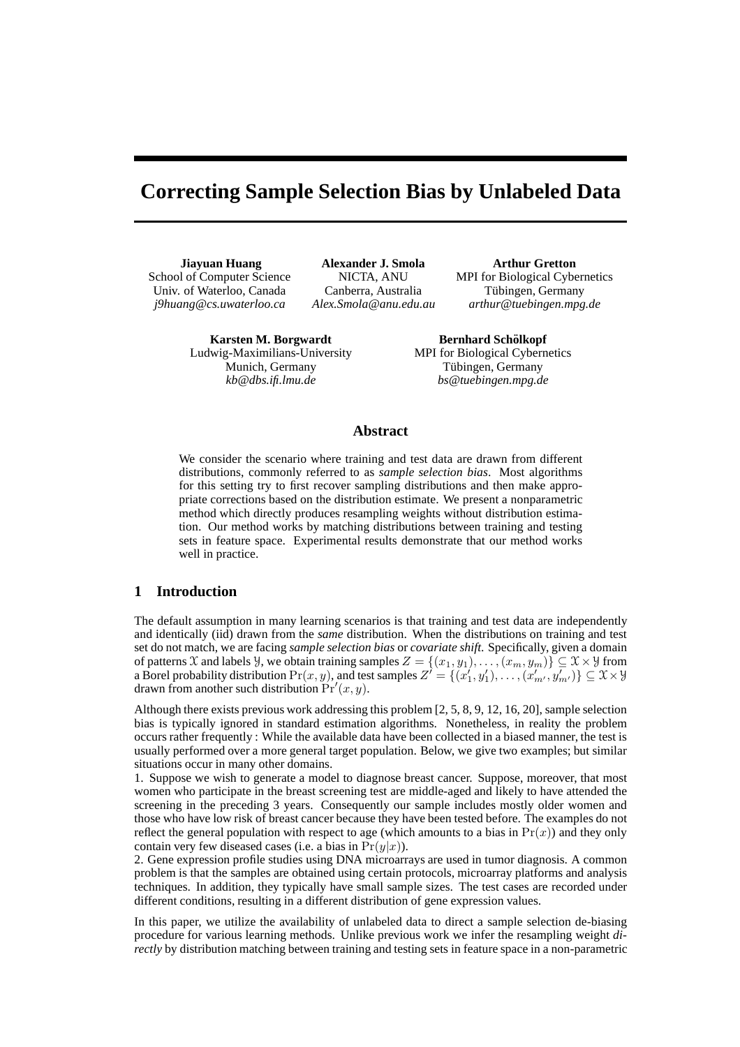# Correcting Sample Selection Bias by Unlabeled Data

**Jiayuan Huang**
School of Computer Science
Univ. of Waterloo, Canada
*j9huang@cs.uwaterloo.ca*

**Alexander J. Smola**
NICTA, ANU
Canberra, Australia
*Alex.Smola@anu.edu.au*

**Arthur Gretton**
MPI for Biological Cybernetics
Tübingen, Germany
*arthur@tuebingen.mpg.de*

**Karsten M. Borgwardt**
Ludwig-Maximilians-University
Munich, Germany
*kb@dbs.ifi.lmu.de*

**Bernhard Schölkopf**
MPI for Biological Cybernetics
Tübingen, Germany
*bs@tuebingen.mpg.de*

## Abstract

We consider the scenario where training and test data are drawn from different distributions, commonly referred to as *sample selection bias*. Most algorithms for this setting try to first recover sampling distributions and then make appropriate corrections based on the distribution estimate. We present a nonparametric method which directly produces resampling weights without distribution estimation. Our method works by matching distributions between training and testing sets in feature space. Experimental results demonstrate that our method works well in practice.

## 1 Introduction

The default assumption in many learning scenarios is that training and test data are independently and identically (iid) drawn from the *same* distribution. When the distributions on training and test set do not match, we are facing *sample selection bias* or *covariate shift*. Specifically, given a domain of patterns $\mathcal{X}$ and labels $\mathcal{Y}$, we obtain training samples $Z = \{(x_1, y_1), \ldots, (x_m, y_m)\} \subseteq \mathcal{X} \times \mathcal{Y}$ from a Borel probability distribution $\Pr(x, y)$, and test samples $Z' = \{(x'_1, y'_1), \ldots, (x'_{m'}, y'_{m'})\} \subseteq \mathcal{X} \times \mathcal{Y}$ drawn from another such distribution $\Pr'(x, y)$.

Although there exists previous work addressing this problem [2, 5, 8, 9, 12, 16, 20], sample selection bias is typically ignored in standard estimation algorithms. Nonetheless, in reality the problem occurs rather frequently : While the available data have been collected in a biased manner, the test is usually performed over a more general target population. Below, we give two examples; but similar situations occur in many other domains.

1. Suppose we wish to generate a model to diagnose breast cancer. Suppose, moreover, that most women who participate in the breast screening test are middle-aged and likely to have attended the screening in the preceding 3 years. Consequently our sample includes mostly older women and those who have low risk of breast cancer because they have been tested before. The examples do not reflect the general population with respect to age (which amounts to a bias in $\Pr(x)$) and they only contain very few diseased cases (i.e. a bias in $\Pr(y|x)$).
2. Gene expression profile studies using DNA microarrays are used in tumor diagnosis. A common problem is that the samples are obtained using certain protocols, microarray platforms and analysis techniques. In addition, they typically have small sample sizes. The test cases are recorded under different conditions, resulting in a different distribution of gene expression values.

In this paper, we utilize the availability of unlabeled data to direct a sample selection de-biasing procedure for various learning methods. Unlike previous work we infer the resampling weight *directly* by distribution matching between training and testing sets in feature space in a non-parametric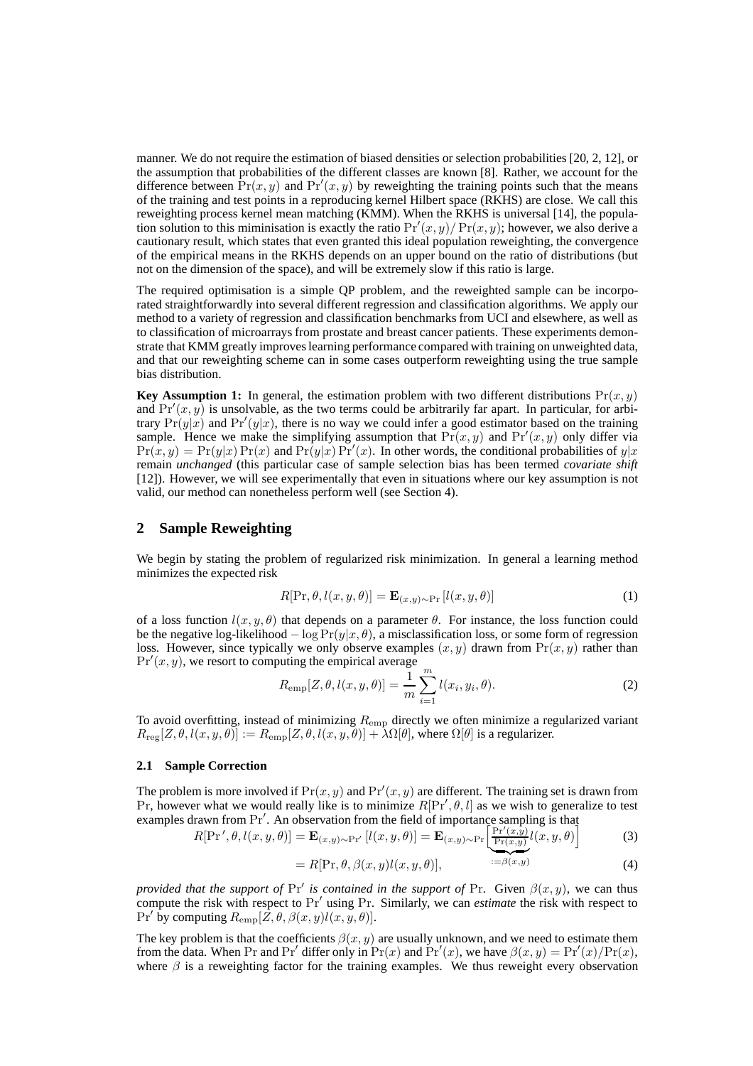manner. We do not require the estimation of biased densities or selection probabilities [20, 2, 12], or the assumption that probabilities of the different classes are known [8]. Rather, we account for the difference between $\Pr(x, y)$ and $\Pr'(x, y)$ by reweighting the training points such that the means of the training and test points in a reproducing kernel Hilbert space (RKHS) are close. We call this reweighting process kernel mean matching (KMM). When the RKHS is universal [14], the population solution to this miminisation is exactly the ratio $\Pr'(x, y)/\Pr(x, y)$; however, we also derive a cautionary result, which states that even granted this ideal population reweighting, the convergence of the empirical means in the RKHS depends on an upper bound on the ratio of distributions (but not on the dimension of the space), and will be extremely slow if this ratio is large.

The required optimisation is a simple QP problem, and the reweighted sample can be incorporated straightforwardly into several different regression and classification algorithms. We apply our method to a variety of regression and classification benchmarks from UCI and elsewhere, as well as to classification of microarrays from prostate and breast cancer patients. These experiments demonstrate that KMM greatly improves learning performance compared with training on unweighted data, and that our reweighting scheme can in some cases outperform reweighting using the true sample bias distribution.

**Key Assumption 1:** In general, the estimation problem with two different distributions $\Pr(x, y)$ and $\Pr'(x, y)$ is unsolvable, as the two terms could be arbitrarily far apart. In particular, for arbitrary $\Pr(y|x)$ and $\Pr'(y|x)$, there is no way we could infer a good estimator based on the training sample. Hence we make the simplifying assumption that $\Pr(x, y)$ and $\Pr'(x, y)$ only differ via $\Pr(x, y) = \Pr(y|x)\Pr(x)$ and $\Pr(y|x)\Pr'(x)$. In other words, the conditional probabilities of $y|x$ remain *unchanged* (this particular case of sample selection bias has been termed *covariate shift* [12]). However, we will see experimentally that even in situations where our key assumption is not valid, our method can nonetheless perform well (see Section 4).

## 2 Sample Reweighting

We begin by stating the problem of regularized risk minimization. In general a learning method minimizes the expected risk

$$R[\Pr, \theta, l(x, y, \theta)] = \mathbf{E}_{(x,y)\sim\Pr}\left[l(x, y, \theta)\right] \tag{1}$$

of a loss function $l(x, y, \theta)$ that depends on a parameter $\theta$. For instance, the loss function could be the negative log-likelihood $-\log \Pr(y|x, \theta)$, a misclassification loss, or some form of regression loss. However, since typically we only observe examples $(x, y)$ drawn from $\Pr(x, y)$ rather than $\Pr'(x, y)$, we resort to computing the empirical average

$$R_{\text{emp}}[Z, \theta, l(x, y, \theta)] = \frac{1}{m}\sum_{i=1}^{m} l(x_i, y_i, \theta). \tag{2}$$

To avoid overfitting, instead of minimizing $R_{\text{emp}}$ directly we often minimize a regularized variant $R_{\text{reg}}[Z, \theta, l(x, y, \theta)] := R_{\text{emp}}[Z, \theta, l(x, y, \theta)] + \lambda\Omega[\theta]$, where $\Omega[\theta]$ is a regularizer.

### 2.1 Sample Correction

The problem is more involved if $\Pr(x, y)$ and $\Pr'(x, y)$ are different. The training set is drawn from $\Pr$, however what we would really like is to minimize $R[\Pr', \theta, l]$ as we wish to generalize to test examples drawn from $\Pr'$. An observation from the field of importance sampling is that

$$R[\Pr', \theta, l(x, y, \theta)] = \mathbf{E}_{(x,y)\sim\Pr'}\left[l(x, y, \theta)\right] = \mathbf{E}_{(x,y)\sim\Pr}\Big[\underbrace{\tfrac{\Pr'(x,y)}{\Pr(x,y)}}_{:=\beta(x,y)} l(x, y, \theta)\Big] \tag{3}$$

$$= R[\Pr, \theta, \beta(x, y)l(x, y, \theta)], \tag{4}$$

*provided that the support of* $\Pr'$ *is contained in the support of* $\Pr$. Given $\beta(x, y)$, we can thus compute the risk with respect to $\Pr'$ using $\Pr$. Similarly, we can *estimate* the risk with respect to $\Pr'$ by computing $R_{\text{emp}}[Z, \theta, \beta(x, y)l(x, y, \theta)]$.

The key problem is that the coefficients $\beta(x, y)$ are usually unknown, and we need to estimate them from the data. When $\Pr$ and $\Pr'$ differ only in $\Pr(x)$ and $\Pr'(x)$, we have $\beta(x, y) = \Pr'(x)/\Pr(x)$, where $\beta$ is a reweighting factor for the training examples. We thus reweight every observation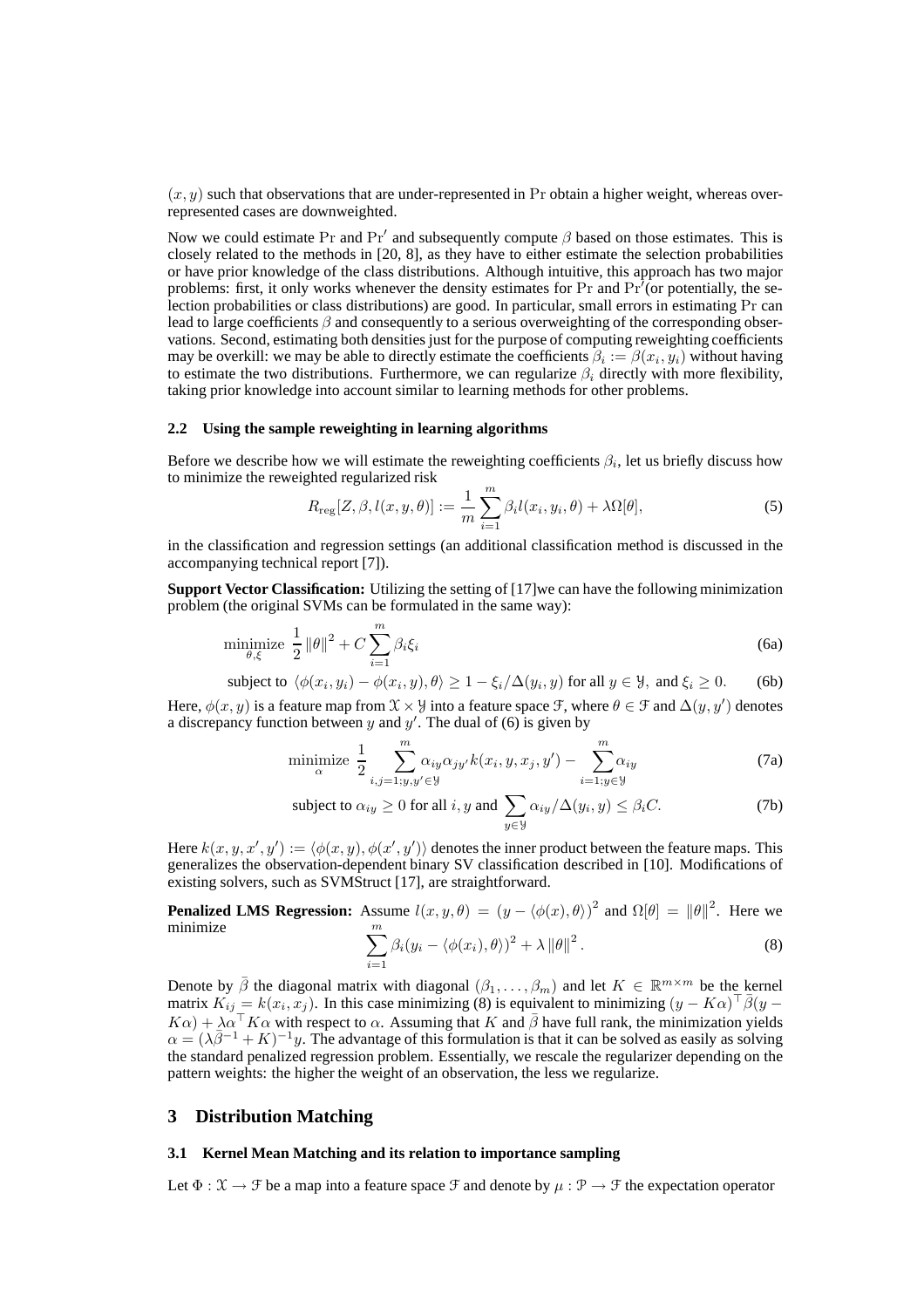$(x, y)$ such that observations that are under-represented in $\Pr$ obtain a higher weight, whereas over-represented cases are downweighted.

Now we could estimate $\Pr$ and $\Pr'$ and subsequently compute $\beta$ based on those estimates. This is closely related to the methods in [20, 8], as they have to either estimate the selection probabilities or have prior knowledge of the class distributions. Although intuitive, this approach has two major problems: first, it only works whenever the density estimates for $\Pr$ and $\Pr'$(or potentially, the selection probabilities or class distributions) are good. In particular, small errors in estimating $\Pr$ can lead to large coefficients $\beta$ and consequently to a serious overweighting of the corresponding observations. Second, estimating both densities just for the purpose of computing reweighting coefficients may be overkill: we may be able to directly estimate the coefficients $\beta_i := \beta(x_i, y_i)$ without having to estimate the two distributions. Furthermore, we can regularize $\beta_i$ directly with more flexibility, taking prior knowledge into account similar to learning methods for other problems.

### 2.2 Using the sample reweighting in learning algorithms

Before we describe how we will estimate the reweighting coefficients $\beta_i$, let us briefly discuss how to minimize the reweighted regularized risk

$$R_{\text{reg}}[Z, \beta, l(x, y, \theta)] := \frac{1}{m} \sum_{i=1}^{m} \beta_i l(x_i, y_i, \theta) + \lambda \Omega[\theta], \tag{5}$$

in the classification and regression settings (an additional classification method is discussed in the accompanying technical report [7]).

**Support Vector Classification:** Utilizing the setting of [17]we can have the following minimization problem (the original SVMs can be formulated in the same way):

$$\underset{\theta, \xi}{\text{minimize}} \ \frac{1}{2} \|\theta\|^2 + C \sum_{i=1}^{m} \beta_i \xi_i \tag{6a}$$

$$\text{subject to } \langle \phi(x_i, y_i) - \phi(x_i, y), \theta \rangle \geq 1 - \xi_i / \Delta(y_i, y) \text{ for all } y \in \mathcal{Y}, \text{ and } \xi_i \geq 0. \tag{6b}$$

Here, $\phi(x, y)$ is a feature map from $\mathcal{X} \times \mathcal{Y}$ into a feature space $\mathcal{F}$, where $\theta \in \mathcal{F}$ and $\Delta(y, y')$ denotes a discrepancy function between $y$ and $y'$. The dual of (6) is given by

$$\underset{\alpha}{\text{minimize}} \ \frac{1}{2} \sum_{i,j=1; y, y' \in \mathcal{Y}}^{m} \alpha_{iy} \alpha_{jy'} k(x_i, y, x_j, y') - \sum_{i=1; y \in \mathcal{Y}}^{m} \alpha_{iy} \tag{7a}$$

$$\text{subject to } \alpha_{iy} \geq 0 \text{ for all } i, y \text{ and } \sum_{y \in \mathcal{Y}} \alpha_{iy} / \Delta(y_i, y) \leq \beta_i C. \tag{7b}$$

Here $k(x, y, x', y') := \langle \phi(x, y), \phi(x', y') \rangle$ denotes the inner product between the feature maps. This generalizes the observation-dependent binary SV classification described in [10]. Modifications of existing solvers, such as SVMStruct [17], are straightforward.

**Penalized LMS Regression:** Assume $l(x, y, \theta) = (y - \langle \phi(x), \theta \rangle)^2$ and $\Omega[\theta] = \|\theta\|^2$. Here we minimize

$$\sum_{i=1}^{m} \beta_i (y_i - \langle \phi(x_i), \theta \rangle)^2 + \lambda \|\theta\|^2. \tag{8}$$

Denote by $\bar{\beta}$ the diagonal matrix with diagonal $(\beta_1, \ldots, \beta_m)$ and let $K \in \mathbb{R}^{m \times m}$ be the kernel matrix $K_{ij} = k(x_i, x_j)$. In this case minimizing (8) is equivalent to minimizing $(y - K\alpha)^\top \bar{\beta} (y - K\alpha) + \lambda \alpha^\top K \alpha$ with respect to $\alpha$. Assuming that $K$ and $\bar{\beta}$ have full rank, the minimization yields $\alpha = (\lambda \bar{\beta}^{-1} + K)^{-1} y$. The advantage of this formulation is that it can be solved as easily as solving the standard penalized regression problem. Essentially, we rescale the regularizer depending on the pattern weights: the higher the weight of an observation, the less we regularize.

## 3 Distribution Matching

### 3.1 Kernel Mean Matching and its relation to importance sampling

Let $\Phi : \mathcal{X} \to \mathcal{F}$ be a map into a feature space $\mathcal{F}$ and denote by $\mu : \mathcal{P} \to \mathcal{F}$ the expectation operator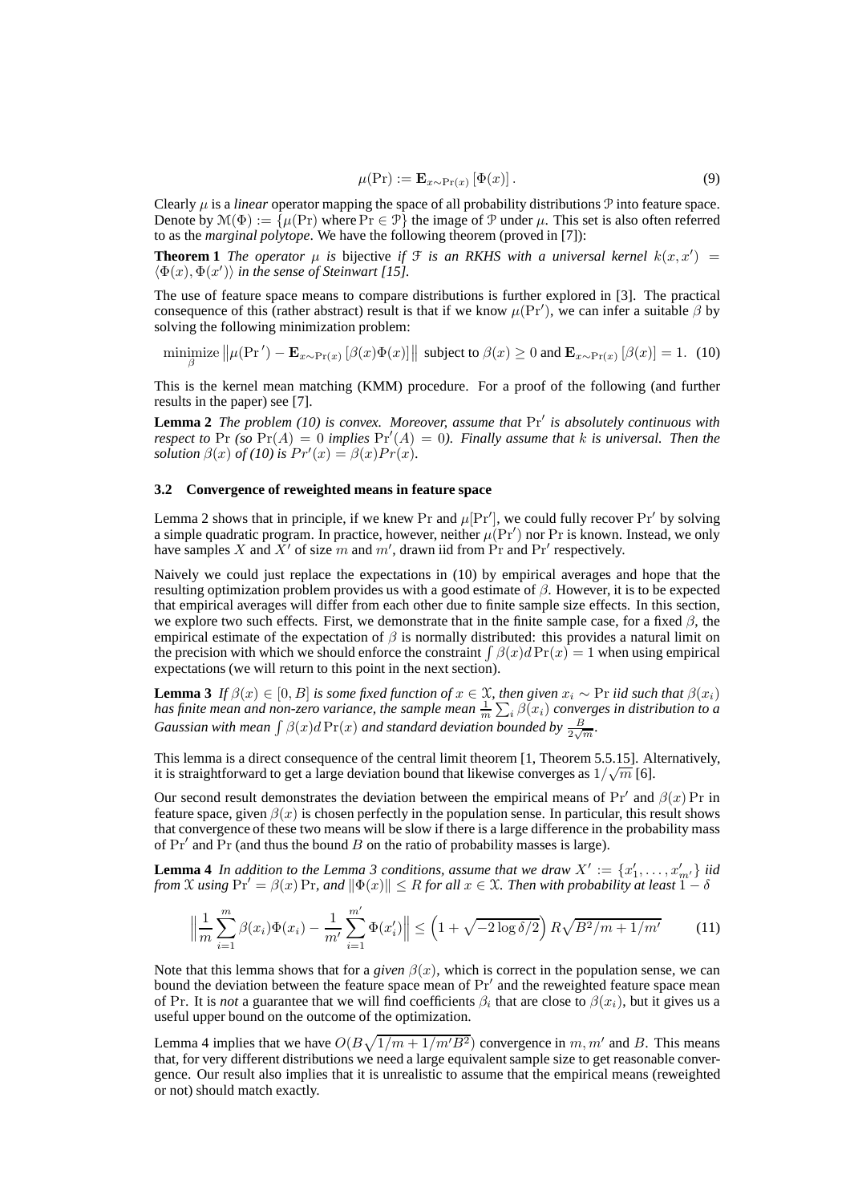$$\mu(\Pr) := \mathbf{E}_{x \sim \Pr(x)} \left[ \Phi(x) \right]. \tag{9}$$

Clearly $\mu$ is a *linear* operator mapping the space of all probability distributions $\mathcal{P}$ into feature space. Denote by $\mathcal{M}(\Phi) := \{\mu(\Pr) \text{ where } \Pr \in \mathcal{P}\}$ the image of $\mathcal{P}$ under $\mu$. This set is also often referred to as the *marginal polytope*. We have the following theorem (proved in [7]):

**Theorem 1** *The operator $\mu$ is* bijective *if $\mathcal{F}$ is an RKHS with a universal kernel $k(x, x') = \langle \Phi(x), \Phi(x') \rangle$ in the sense of Steinwart [15].*

The use of feature space means to compare distributions is further explored in [3]. The practical consequence of this (rather abstract) result is that if we know $\mu(\Pr')$, we can infer a suitable $\beta$ by solving the following minimization problem:

$$\underset{\beta}{\text{minimize}} \left\| \mu(\Pr{}') - \mathbf{E}_{x \sim \Pr(x)} \left[ \beta(x) \Phi(x) \right] \right\| \text{ subject to } \beta(x) \geq 0 \text{ and } \mathbf{E}_{x \sim \Pr(x)} \left[ \beta(x) \right] = 1. \tag{10}$$

This is the kernel mean matching (KMM) procedure. For a proof of the following (and further results in the paper) see [7].

**Lemma 2** *The problem (10) is convex. Moreover, assume that $\Pr'$ is absolutely continuous with respect to $\Pr$ (so $\Pr(A) = 0$ implies $\Pr'(A) = 0$). Finally assume that $k$ is universal. Then the solution $\beta(x)$ of (10) is $Pr'(x) = \beta(x) Pr(x)$.*

### 3.2 Convergence of reweighted means in feature space

Lemma 2 shows that in principle, if we knew $\Pr$ and $\mu[\Pr']$, we could fully recover $\Pr'$ by solving a simple quadratic program. In practice, however, neither $\mu(\Pr')$ nor $\Pr$ is known. Instead, we only have samples $X$ and $X'$ of size $m$ and $m'$, drawn iid from $\Pr$ and $\Pr'$ respectively.

Naively we could just replace the expectations in (10) by empirical averages and hope that the resulting optimization problem provides us with a good estimate of $\beta$. However, it is to be expected that empirical averages will differ from each other due to finite sample size effects. In this section, we explore two such effects. First, we demonstrate that in the finite sample case, for a fixed $\beta$, the empirical estimate of the expectation of $\beta$ is normally distributed: this provides a natural limit on the precision with which we should enforce the constraint $\int \beta(x) d\Pr(x) = 1$ when using empirical expectations (we will return to this point in the next section).

**Lemma 3** *If $\beta(x) \in [0, B]$ is some fixed function of $x \in \mathcal{X}$, then given $x_i \sim \Pr$ iid such that $\beta(x_i)$ has finite mean and non-zero variance, the sample mean $\frac{1}{m} \sum_i \beta(x_i)$ converges in distribution to a Gaussian with mean $\int \beta(x) d\Pr(x)$ and standard deviation bounded by $\frac{B}{2\sqrt{m}}$.*

This lemma is a direct consequence of the central limit theorem [1, Theorem 5.5.15]. Alternatively, it is straightforward to get a large deviation bound that likewise converges as $1/\sqrt{m}$ [6].

Our second result demonstrates the deviation between the empirical means of $\Pr'$ and $\beta(x) \Pr$ in feature space, given $\beta(x)$ is chosen perfectly in the population sense. In particular, this result shows that convergence of these two means will be slow if there is a large difference in the probability mass of $\Pr'$ and $\Pr$ (and thus the bound $B$ on the ratio of probability masses is large).

**Lemma 4** *In addition to the Lemma 3 conditions, assume that we draw $X' := \{x'_1, \ldots, x'_{m'}\}$ iid from $\mathcal{X}$ using $\Pr' = \beta(x) \Pr$, and $\|\Phi(x)\| \leq R$ for all $x \in \mathcal{X}$. Then with probability at least $1 - \delta$*

$$\left\| \frac{1}{m} \sum_{i=1}^{m} \beta(x_i) \Phi(x_i) - \frac{1}{m'} \sum_{i=1}^{m'} \Phi(x'_i) \right\| \leq \left( 1 + \sqrt{-2 \log \delta / 2} \right) R \sqrt{B^2/m + 1/m'} \tag{11}$$

Note that this lemma shows that for a *given* $\beta(x)$, which is correct in the population sense, we can bound the deviation between the feature space mean of $\Pr'$ and the reweighted feature space mean of $\Pr$. It is *not* a guarantee that we will find coefficients $\beta_i$ that are close to $\beta(x_i)$, but it gives us a useful upper bound on the outcome of the optimization.

Lemma 4 implies that we have $O(B\sqrt{1/m + 1/m'B^2})$ convergence in $m, m'$ and $B$. This means that, for very different distributions we need a large equivalent sample size to get reasonable convergence. Our result also implies that it is unrealistic to assume that the empirical means (reweighted or not) should match exactly.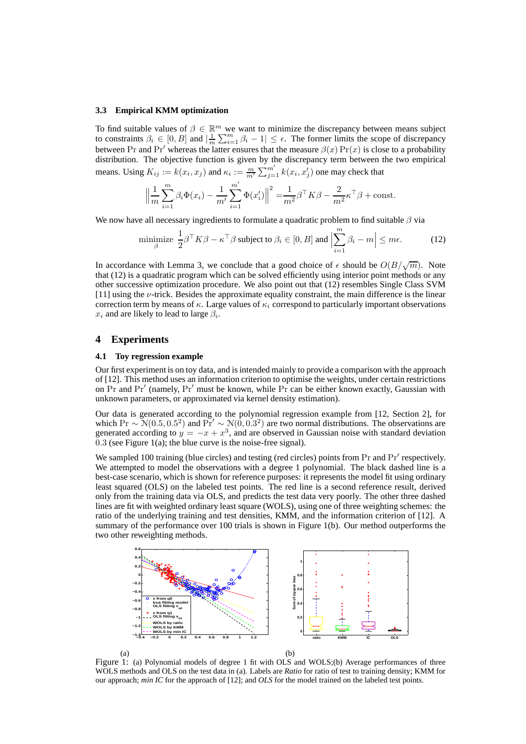### 3.3 Empirical KMM optimization

To find suitable values of $\beta \in \mathbb{R}^m$ we want to minimize the discrepancy between means subject to constraints $\beta_i \in [0, B]$ and $|\frac{1}{m}\sum_{i=1}^m \beta_i - 1| \leq \epsilon$. The former limits the scope of discrepancy between $\Pr$ and $\Pr'$ whereas the latter ensures that the measure $\beta(x)\Pr(x)$ is close to a probability distribution. The objective function is given by the discrepancy term between the two empirical means. Using $K_{ij} := k(x_i, x_j)$ and $\kappa_i := \frac{m}{m'}\sum_{j=1}^{m'} k(x_i, x'_j)$ one may check that

$$\left\| \frac{1}{m}\sum_{i=1}^m \beta_i \Phi(x_i) - \frac{1}{m'}\sum_{i=1}^{m'} \Phi(x'_i) \right\|^2 = \frac{1}{m^2}\beta^\top K \beta - \frac{2}{m^2}\kappa^\top \beta + \text{const}.$$

We now have all necessary ingredients to formulate a quadratic problem to find suitable $\beta$ via

$$\underset{\beta}{\text{minimize}} \;\; \frac{1}{2}\beta^\top K \beta - \kappa^\top \beta \text{ subject to } \beta_i \in [0, B] \text{ and } \left|\sum_{i=1}^m \beta_i - m\right| \leq m\epsilon. \tag{12}$$

In accordance with Lemma 3, we conclude that a good choice of $\epsilon$ should be $O(B/\sqrt{m})$. Note that (12) is a quadratic program which can be solved efficiently using interior point methods or any other successive optimization procedure. We also point out that (12) resembles Single Class SVM [11] using the $\nu$-trick. Besides the approximate equality constraint, the main difference is the linear correction term by means of $\kappa$. Large values of $\kappa_i$ correspond to particularly important observations $x_i$ and are likely to lead to large $\beta_i$.

## 4 Experiments

### 4.1 Toy regression example

Our first experiment is on toy data, and is intended mainly to provide a comparison with the approach of [12]. This method uses an information criterion to optimise the weights, under certain restrictions on $\Pr$ and $\Pr'$ (namely, $\Pr'$ must be known, while $\Pr$ can be either known exactly, Gaussian with unknown parameters, or approximated via kernel density estimation).

Our data is generated according to the polynomial regression example from [12, Section 2], for which $\Pr \sim \mathrm{N}(0.5, 0.5^2)$ and $\Pr' \sim \mathrm{N}(0, 0.3^2)$ are two normal distributions. The observations are generated according to $y = -x + x^3$, and are observed in Gaussian noise with standard deviation $0.3$ (see Figure 1(a); the blue curve is the noise-free signal).

We sampled 100 training (blue circles) and testing (red circles) points from $\Pr$ and $\Pr'$ respectively. We attempted to model the observations with a degree 1 polynomial. The black dashed line is a best-case scenario, which is shown for reference purposes: it represents the model fit using ordinary least squared (OLS) on the labeled test points. The red line is a second reference result, derived only from the training data via OLS, and predicts the test data very poorly. The other three dashed lines are fit with weighted ordinary least square (WOLS), using one of three weighting schemes: the ratio of the underlying training and test densities, KMM, and the information criterion of [12]. A summary of the performance over 100 trials is shown in Figure 1(b). Our method outperforms the two other reweighting methods.

(a) (b)

Figure 1: (a) Polynomial models of degree 1 fit with OLS and WOLS;(b) Average performances of three WOLS methods and OLS on the test data in (a). Labels are *Ratio* for ratio of test to training density; KMM for our approach; *min IC* for the approach of [12]; and *OLS* for the model trained on the labeled test points.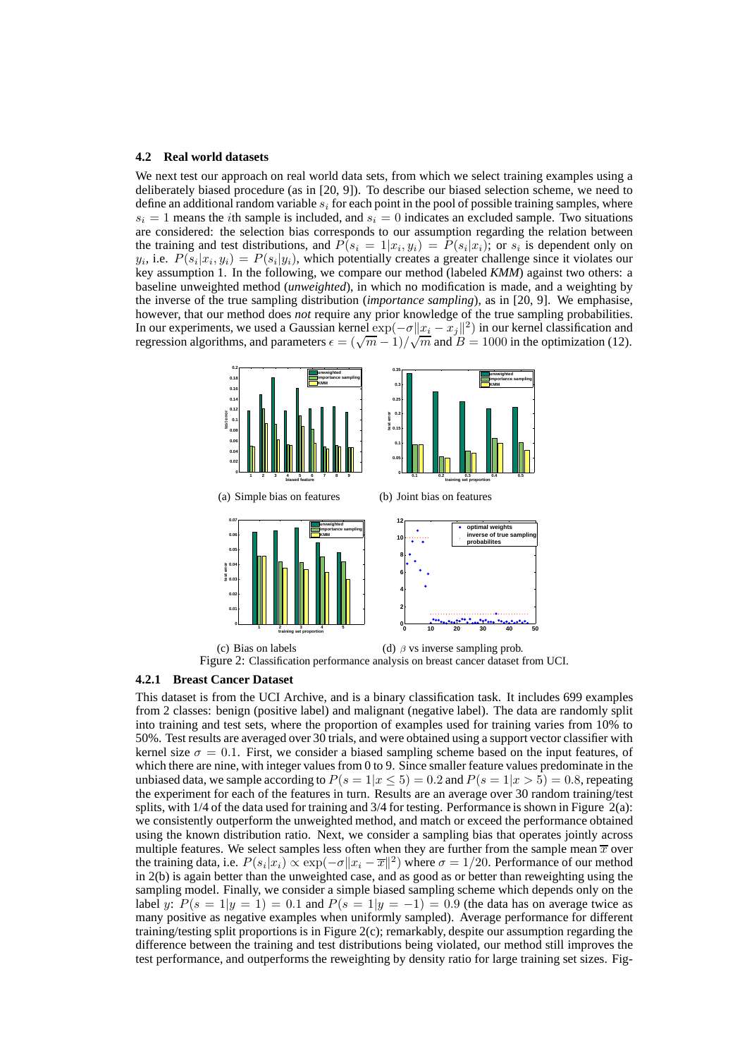### 4.2 Real world datasets

We next test our approach on real world data sets, from which we select training examples using a deliberately biased procedure (as in [20, 9]). To describe our biased selection scheme, we need to define an additional random variable $s_i$ for each point in the pool of possible training samples, where $s_i = 1$ means the $i$th sample is included, and $s_i = 0$ indicates an excluded sample. Two situations are considered: the selection bias corresponds to our assumption regarding the relation between the training and test distributions, and $P(s_i = 1|x_i, y_i) = P(s_i|x_i)$; or $s_i$ is dependent only on $y_i$, i.e. $P(s_i|x_i, y_i) = P(s_i|y_i)$, which potentially creates a greater challenge since it violates our key assumption 1. In the following, we compare our method (labeled *KMM*) against two others: a baseline unweighted method (*unweighted*), in which no modification is made, and a weighting by the inverse of the true sampling distribution (*importance sampling*), as in [20, 9]. We emphasise, however, that our method does *not* require any prior knowledge of the true sampling probabilities. In our experiments, we used a Gaussian kernel $\exp(-\sigma\|x_i - x_j\|^2)$ in our kernel classification and regression algorithms, and parameters $\epsilon = (\sqrt{m} - 1)/\sqrt{m}$ and $B = 1000$ in the optimization (12).

(a) Simple bias on features

(b) Joint bias on features

(c) Bias on labels

(d) $\beta$ vs inverse sampling prob.

Figure 2: Classification performance analysis on breast cancer dataset from UCI.

#### 4.2.1 Breast Cancer Dataset

This dataset is from the UCI Archive, and is a binary classification task. It includes 699 examples from 2 classes: benign (positive label) and malignant (negative label). The data are randomly split into training and test sets, where the proportion of examples used for training varies from 10% to 50%. Test results are averaged over 30 trials, and were obtained using a support vector classifier with kernel size $\sigma = 0.1$. First, we consider a biased sampling scheme based on the input features, of which there are nine, with integer values from 0 to 9. Since smaller feature values predominate in the unbiased data, we sample according to $P(s = 1|x \leq 5) = 0.2$ and $P(s = 1|x > 5) = 0.8$, repeating the experiment for each of the features in turn. Results are an average over 30 random training/test splits, with 1/4 of the data used for training and 3/4 for testing. Performance is shown in Figure 2(a): we consistently outperform the unweighted method, and match or exceed the performance obtained using the known distribution ratio. Next, we consider a sampling bias that operates jointly across multiple features. We select samples less often when they are further from the sample mean $\overline{x}$ over the training data, i.e. $P(s_i|x_i) \propto \exp(-\sigma\|x_i - \overline{x}\|^2)$ where $\sigma = 1/20$. Performance of our method in 2(b) is again better than the unweighted case, and as good as or better than reweighting using the sampling model. Finally, we consider a simple biased sampling scheme which depends only on the label $y$: $P(s = 1|y = 1) = 0.1$ and $P(s = 1|y = -1) = 0.9$ (the data has on average twice as many positive as negative examples when uniformly sampled). Average performance for different training/testing split proportions is in Figure 2(c); remarkably, despite our assumption regarding the difference between the training and test distributions being violated, our method still improves the test performance, and outperforms the reweighting by density ratio for large training set sizes. Fig-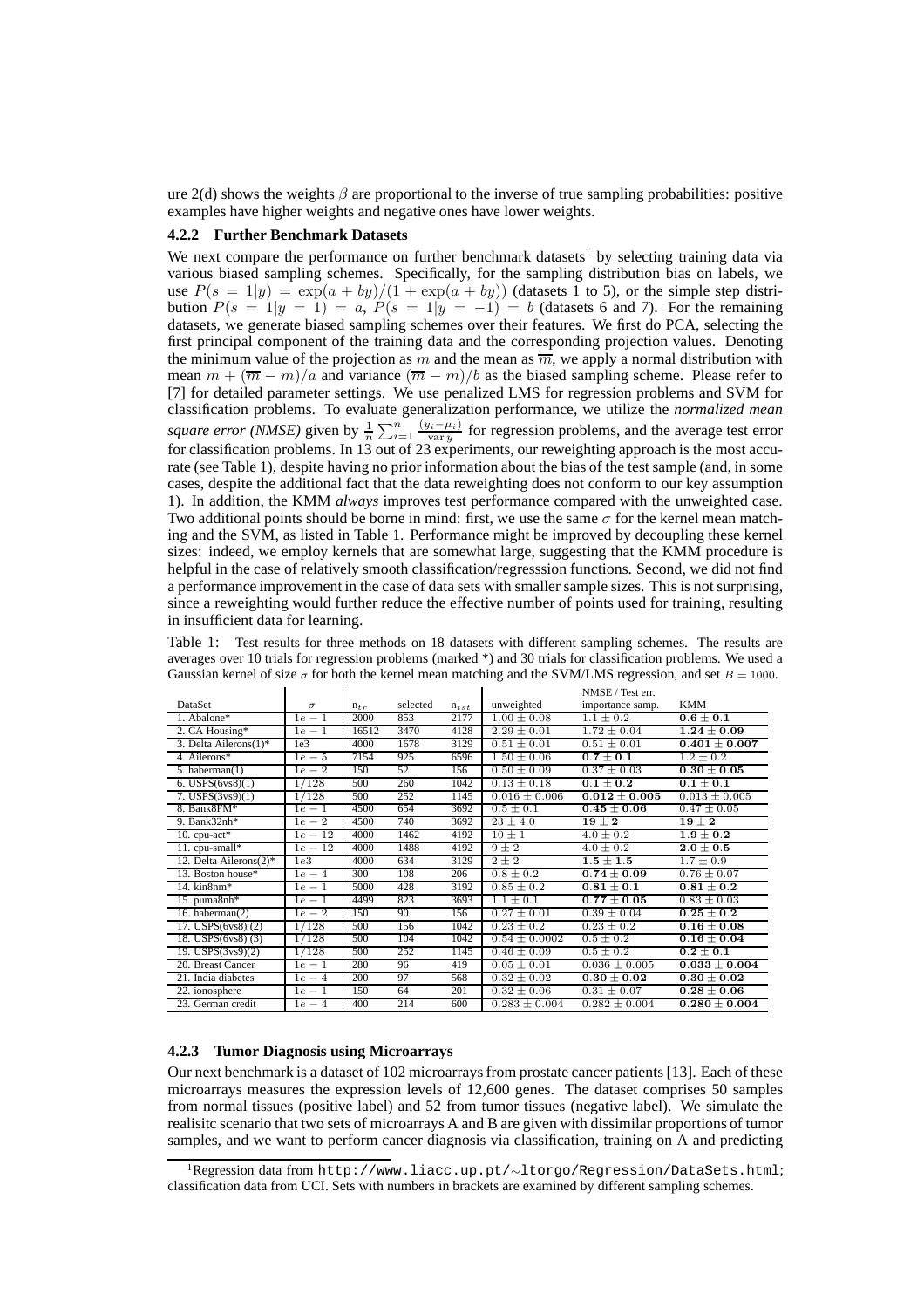ure 2(d) shows the weights $\beta$ are proportional to the inverse of true sampling probabilities: positive examples have higher weights and negative ones have lower weights.

### 4.2.2 Further Benchmark Datasets

We next compare the performance on further benchmark datasets[1] by selecting training data via various biased sampling schemes. Specifically, for the sampling distribution bias on labels, we use $P(s = 1|y) = \exp(a + by)/(1 + \exp(a + by))$ (datasets 1 to 5), or the simple step distribution $P(s = 1|y = 1) = a$, $P(s = 1|y = -1) = b$ (datasets 6 and 7). For the remaining datasets, we generate biased sampling schemes over their features. We first do PCA, selecting the first principal component of the training data and the corresponding projection values. Denoting the minimum value of the projection as $m$ and the mean as $\overline{m}$, we apply a normal distribution with mean $m + (\overline{m} - m)/a$ and variance $(\overline{m} - m)/b$ as the biased sampling scheme. Please refer to [7] for detailed parameter settings. We use penalized LMS for regression problems and SVM for classification problems. To evaluate generalization performance, we utilize the *normalized mean square error (NMSE)* given by $\frac{1}{n}\sum_{i=1}^{n}\frac{(y_i - \mu_i)}{\text{var } y}$ for regression problems, and the average test error for classification problems. In 13 out of 23 experiments, our reweighting approach is the most accurate (see Table 1), despite having no prior information about the bias of the test sample (and, in some cases, despite the additional fact that the data reweighting does not conform to our key assumption 1). In addition, the KMM *always* improves test performance compared with the unweighted case. Two additional points should be borne in mind: first, we use the same $\sigma$ for the kernel mean matching and the SVM, as listed in Table 1. Performance might be improved by decoupling these kernel sizes: indeed, we employ kernels that are somewhat large, suggesting that the KMM procedure is helpful in the case of relatively smooth classification/regresssion functions. Second, we did not find a performance improvement in the case of data sets with smaller sample sizes. This is not surprising, since a reweighting would further reduce the effective number of points used for training, resulting in insufficient data for learning.

Table 1: Test results for three methods on 18 datasets with different sampling schemes. The results are averages over 10 trials for regression problems (marked *) and 30 trials for classification problems. We used a Gaussian kernel of size $\sigma$ for both the kernel mean matching and the SVM/LMS regression, and set $B = 1000$.

| DataSet | $\sigma$ | $n_{tr}$ | selected | $n_{tst}$ | NMSE / Test err. unweighted | importance samp. | KMM |
|---|---|---|---|---|---|---|---|
| 1. Abalone* | $1e-1$ | 2000 | 853 | 2177 | $1.00 \pm 0.08$ | $1.1 \pm 0.2$ | $\mathbf{0.6 \pm 0.1}$ |
| 2. CA Housing* | $1e-1$ | 16512 | 3470 | 4128 | $2.29 \pm 0.01$ | $1.72 \pm 0.04$ | $\mathbf{1.24 \pm 0.09}$ |
| 3. Delta Ailerons(1)* | 1e3 | 4000 | 1678 | 3129 | $0.51 \pm 0.01$ | $0.51 \pm 0.01$ | $\mathbf{0.401 \pm 0.007}$ |
| 4. Ailerons* | $1e-5$ | 7154 | 925 | 6596 | $1.50 \pm 0.06$ | $\mathbf{0.7 \pm 0.1}$ | $1.2 \pm 0.2$ |
| 5. haberman(1) | $1e-2$ | 150 | 52 | 156 | $0.50 \pm 0.09$ | $0.37 \pm 0.03$ | $\mathbf{0.30 \pm 0.05}$ |
| 6. USPS(6vs8)(1) | 1/128 | 500 | 260 | 1042 | $0.13 \pm 0.18$ | $\mathbf{0.1 \pm 0.2}$ | $\mathbf{0.1 \pm 0.1}$ |
| 7. USPS(3vs9)(1) | 1/128 | 500 | 252 | 1145 | $0.016 \pm 0.006$ | $\mathbf{0.012 \pm 0.005}$ | $0.013 \pm 0.005$ |
| 8. Bank8FM* | $1e-1$ | 4500 | 654 | 3692 | $0.5 \pm 0.1$ | $\mathbf{0.45 \pm 0.06}$ | $0.47 \pm 0.05$ |
| 9. Bank32nh* | $1e-2$ | 4500 | 740 | 3692 | $23 \pm 4.0$ | $\mathbf{19 \pm 2}$ | $\mathbf{19 \pm 2}$ |
| 10. cpu-act* | $1e-12$ | 4000 | 1462 | 4192 | $10 \pm 1$ | $4.0 \pm 0.2$ | $\mathbf{1.9 \pm 0.2}$ |
| 11. cpu-small* | $1e-12$ | 4000 | 1488 | 4192 | $9 \pm 2$ | $4.0 \pm 0.2$ | $\mathbf{2.0 \pm 0.5}$ |
| 12. Delta Ailerons(2)* | $1e3$ | 4000 | 634 | 3129 | $2 \pm 2$ | $\mathbf{1.5 \pm 1.5}$ | $1.7 \pm 0.9$ |
| 13. Boston house* | $1e-4$ | 300 | 108 | 206 | $0.8 \pm 0.2$ | $\mathbf{0.74 \pm 0.09}$ | $0.76 \pm 0.07$ |
| 14. kin8nm* | $1e-1$ | 5000 | 428 | 3192 | $0.85 \pm 0.2$ | $\mathbf{0.81 \pm 0.1}$ | $\mathbf{0.81 \pm 0.2}$ |
| 15. puma8nh* | $1e-1$ | 4499 | 823 | 3693 | $1.1 \pm 0.1$ | $\mathbf{0.77 \pm 0.05}$ | $0.83 \pm 0.03$ |
| 16. haberman(2) | $1e-2$ | 150 | 90 | 156 | $0.27 \pm 0.01$ | $0.39 \pm 0.04$ | $\mathbf{0.25 \pm 0.2}$ |
| 17. USPS(6vs8) (2) | 1/128 | 500 | 156 | 1042 | $0.23 \pm 0.2$ | $0.23 \pm 0.2$ | $\mathbf{0.16 \pm 0.08}$ |
| 18. USPS(6vs8) (3) | 1/128 | 500 | 104 | 1042 | $0.54 \pm 0.0002$ | $0.5 \pm 0.2$ | $\mathbf{0.16 \pm 0.04}$ |
| 19. USPS(3vs9)(2) | 1/128 | 500 | 252 | 1145 | $0.46 \pm 0.09$ | $0.5 \pm 0.2$ | $\mathbf{0.2 \pm 0.1}$ |
| 20. Breast Cancer | $1e-1$ | 280 | 96 | 419 | $0.05 \pm 0.01$ | $0.036 \pm 0.005$ | $\mathbf{0.033 \pm 0.004}$ |
| 21. India diabetes | $1e-4$ | 200 | 97 | 568 | $0.32 \pm 0.02$ | $\mathbf{0.30 \pm 0.02}$ | $\mathbf{0.30 \pm 0.02}$ |
| 22. ionosphere | $1e-1$ | 150 | 64 | 201 | $0.32 \pm 0.06$ | $0.31 \pm 0.07$ | $\mathbf{0.28 \pm 0.06}$ |
| 23. German credit | $1e-4$ | 400 | 214 | 600 | $0.283 \pm 0.004$ | $0.282 \pm 0.004$ | $\mathbf{0.280 \pm 0.004}$ |

### 4.2.3 Tumor Diagnosis using Microarrays

Our next benchmark is a dataset of 102 microarrays from prostate cancer patients [13]. Each of these microarrays measures the expression levels of 12,600 genes. The dataset comprises 50 samples from normal tissues (positive label) and 52 from tumor tissues (negative label). We simulate the realisitc scenario that two sets of microarrays A and B are given with dissimilar proportions of tumor samples, and we want to perform cancer diagnosis via classification, training on A and predicting

[1] Regression data from `http://www.liacc.up.pt/~ltorgo/Regression/DataSets.html`; classification data from UCI. Sets with numbers in brackets are examined by different sampling schemes.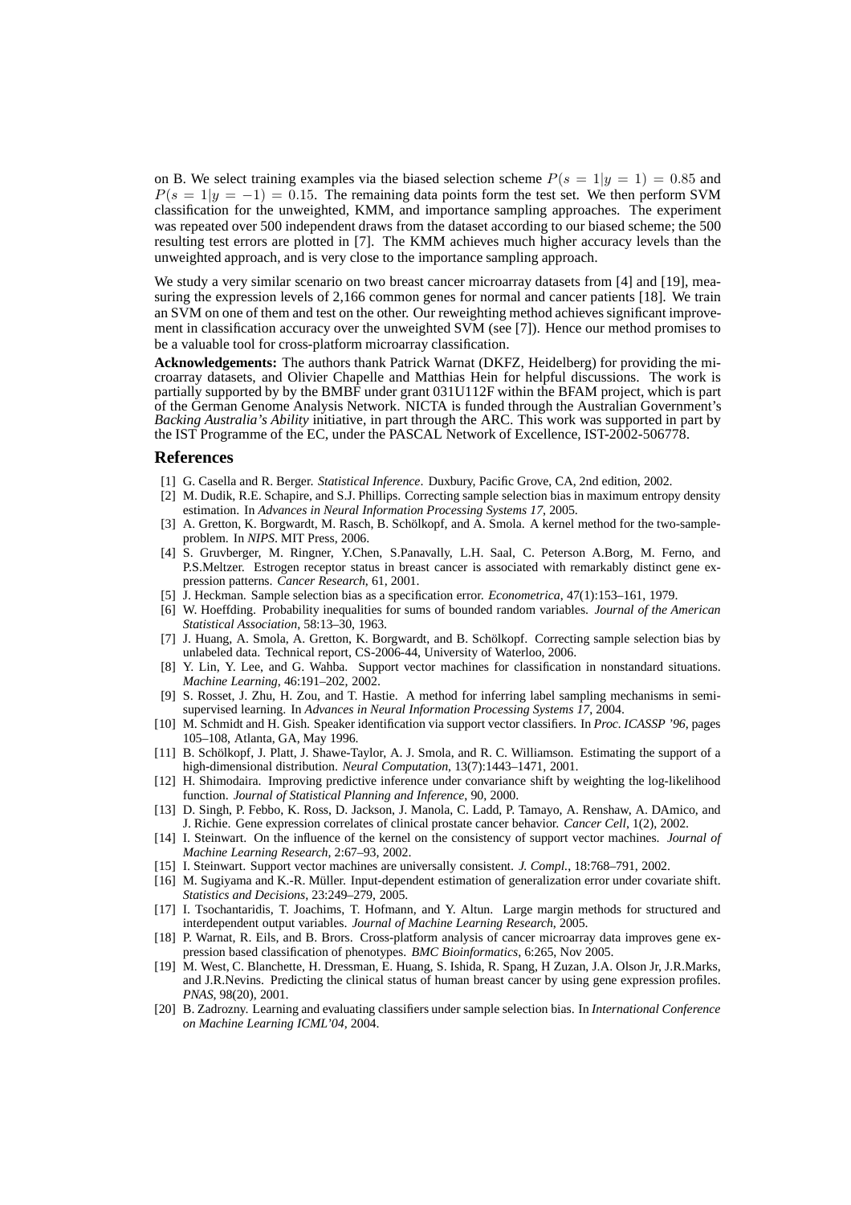on B. We select training examples via the biased selection scheme $P(s = 1|y = 1) = 0.85$ and $P(s = 1|y = -1) = 0.15$. The remaining data points form the test set. We then perform SVM classification for the unweighted, KMM, and importance sampling approaches. The experiment was repeated over 500 independent draws from the dataset according to our biased scheme; the 500 resulting test errors are plotted in [7]. The KMM achieves much higher accuracy levels than the unweighted approach, and is very close to the importance sampling approach.

We study a very similar scenario on two breast cancer microarray datasets from [4] and [19], measuring the expression levels of 2,166 common genes for normal and cancer patients [18]. We train an SVM on one of them and test on the other. Our reweighting method achieves significant improvement in classification accuracy over the unweighted SVM (see [7]). Hence our method promises to be a valuable tool for cross-platform microarray classification.

**Acknowledgements:** The authors thank Patrick Warnat (DKFZ, Heidelberg) for providing the microarray datasets, and Olivier Chapelle and Matthias Hein for helpful discussions. The work is partially supported by by the BMBF under grant 031U112F within the BFAM project, which is part of the German Genome Analysis Network. NICTA is funded through the Australian Government's *Backing Australia's Ability* initiative, in part through the ARC. This work was supported in part by the IST Programme of the EC, under the PASCAL Network of Excellence, IST-2002-506778.

## References

[1] G. Casella and R. Berger. *Statistical Inference*. Duxbury, Pacific Grove, CA, 2nd edition, 2002.

[2] M. Dudik, R.E. Schapire, and S.J. Phillips. Correcting sample selection bias in maximum entropy density estimation. In *Advances in Neural Information Processing Systems 17*, 2005.

[3] A. Gretton, K. Borgwardt, M. Rasch, B. Schölkopf, and A. Smola. A kernel method for the two-sample-problem. In *NIPS*. MIT Press, 2006.

[4] S. Gruvberger, M. Ringner, Y.Chen, S.Panavally, L.H. Saal, C. Peterson A.Borg, M. Ferno, and P.S.Meltzer. Estrogen receptor status in breast cancer is associated with remarkably distinct gene expression patterns. *Cancer Research*, 61, 2001.

[5] J. Heckman. Sample selection bias as a specification error. *Econometrica*, 47(1):153–161, 1979.

[6] W. Hoeffding. Probability inequalities for sums of bounded random variables. *Journal of the American Statistical Association*, 58:13–30, 1963.

[7] J. Huang, A. Smola, A. Gretton, K. Borgwardt, and B. Schölkopf. Correcting sample selection bias by unlabeled data. Technical report, CS-2006-44, University of Waterloo, 2006.

[8] Y. Lin, Y. Lee, and G. Wahba. Support vector machines for classification in nonstandard situations. *Machine Learning*, 46:191–202, 2002.

[9] S. Rosset, J. Zhu, H. Zou, and T. Hastie. A method for inferring label sampling mechanisms in semi-supervised learning. In *Advances in Neural Information Processing Systems 17*, 2004.

[10] M. Schmidt and H. Gish. Speaker identification via support vector classifiers. In *Proc. ICASSP '96*, pages 105–108, Atlanta, GA, May 1996.

[11] B. Schölkopf, J. Platt, J. Shawe-Taylor, A. J. Smola, and R. C. Williamson. Estimating the support of a high-dimensional distribution. *Neural Computation*, 13(7):1443–1471, 2001.

[12] H. Shimodaira. Improving predictive inference under convariance shift by weighting the log-likelihood function. *Journal of Statistical Planning and Inference*, 90, 2000.

[13] D. Singh, P. Febbo, K. Ross, D. Jackson, J. Manola, C. Ladd, P. Tamayo, A. Renshaw, A. DAmico, and J. Richie. Gene expression correlates of clinical prostate cancer behavior. *Cancer Cell*, 1(2), 2002.

[14] I. Steinwart. On the influence of the kernel on the consistency of support vector machines. *Journal of Machine Learning Research*, 2:67–93, 2002.

[15] I. Steinwart. Support vector machines are universally consistent. *J. Compl.*, 18:768–791, 2002.

[16] M. Sugiyama and K.-R. Müller. Input-dependent estimation of generalization error under covariate shift. *Statistics and Decisions*, 23:249–279, 2005.

[17] I. Tsochantaridis, T. Joachims, T. Hofmann, and Y. Altun. Large margin methods for structured and interdependent output variables. *Journal of Machine Learning Research*, 2005.

[18] P. Warnat, R. Eils, and B. Brors. Cross-platform analysis of cancer microarray data improves gene expression based classification of phenotypes. *BMC Bioinformatics*, 6:265, Nov 2005.

[19] M. West, C. Blanchette, H. Dressman, E. Huang, S. Ishida, R. Spang, H Zuzan, J.A. Olson Jr, J.R.Marks, and J.R.Nevins. Predicting the clinical status of human breast cancer by using gene expression profiles. *PNAS*, 98(20), 2001.

[20] B. Zadrozny. Learning and evaluating classifiers under sample selection bias. In *International Conference on Machine Learning ICML'04*, 2004.